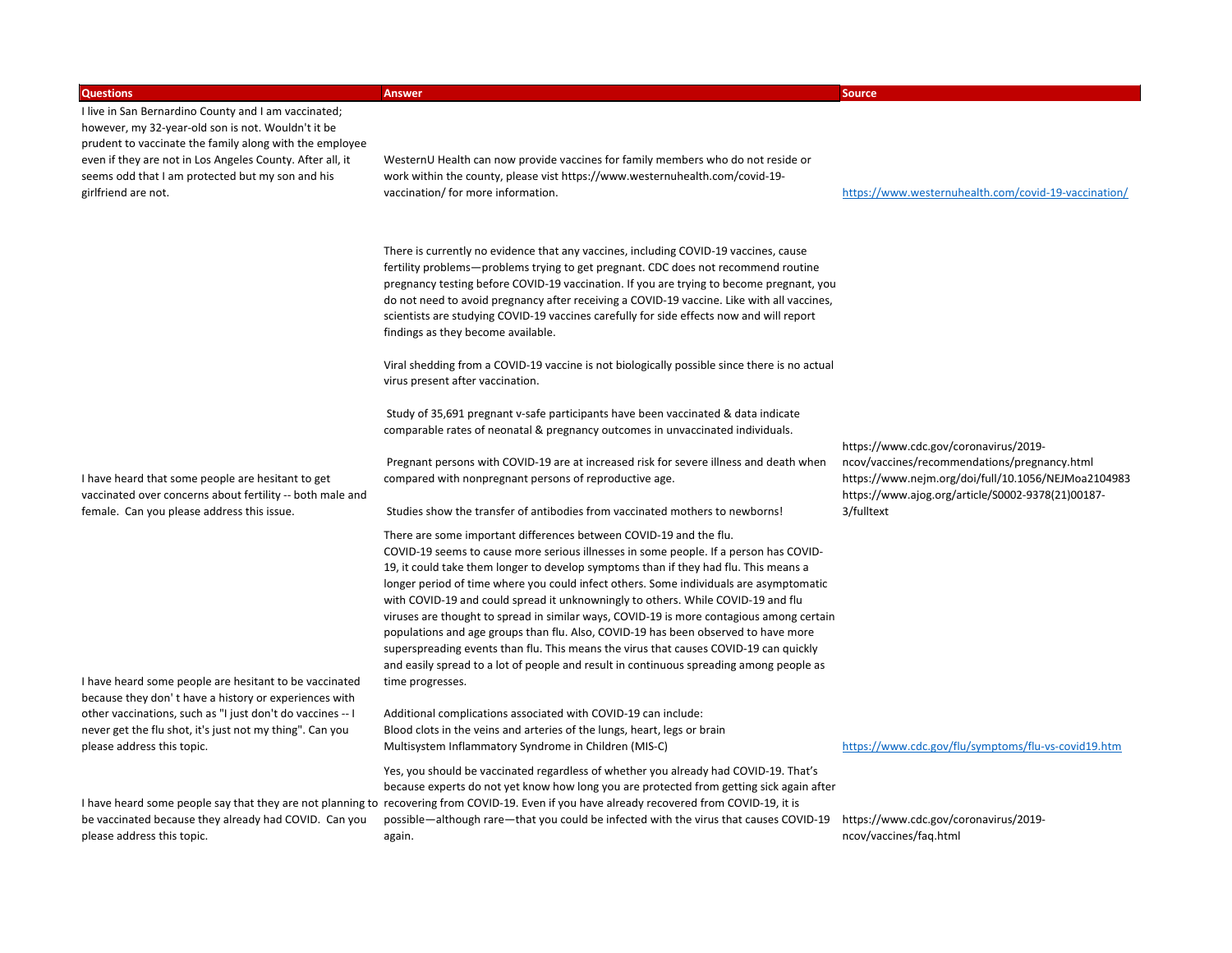| Questions | Answer | Source |
|---|---|---|
| I live in San Bernardino County and I am vaccinated; however, my 32-year-old son is not. Wouldn't it be prudent to vaccinate the family along with the employee even if they are not in Los Angeles County. After all, it seems odd that I am protected but my son and his girlfriend are not. | WesternU Health can now provide vaccines for family members who do not reside or work within the county, please vist https://www.westernuhealth.com/covid-19-vaccination/ for more information. | https://www.westernuhealth.com/covid-19-vaccination/ |
| I have heard that some people are hesitant to get vaccinated over concerns about fertility -- both male and female. Can you please address this issue. | There is currently no evidence that any vaccines, including COVID-19 vaccines, cause fertility problems—problems trying to get pregnant. CDC does not recommend routine pregnancy testing before COVID-19 vaccination. If you are trying to become pregnant, you do not need to avoid pregnancy after receiving a COVID-19 vaccine. Like with all vaccines, scientists are studying COVID-19 vaccines carefully for side effects now and will report findings as they become available.<br><br>Viral shedding from a COVID-19 vaccine is not biologically possible since there is no actual virus present after vaccination.<br><br>Study of 35,691 pregnant v-safe participants have been vaccinated & data indicate comparable rates of neonatal & pregnancy outcomes in unvaccinated individuals.<br><br>Pregnant persons with COVID-19 are at increased risk for severe illness and death when compared with nonpregnant persons of reproductive age.<br><br>Studies show the transfer of antibodies from vaccinated mothers to newborns! | https://www.cdc.gov/coronavirus/2019-ncov/vaccines/recommendations/pregnancy.html https://www.nejm.org/doi/full/10.1056/NEJMoa2104983 https://www.ajog.org/article/S0002-9378(21)00187-3/fulltext |
| I have heard some people are hesitant to be vaccinated because they don' t have a history or experiences with other vaccinations, such as "I just don't do vaccines -- I never get the flu shot, it's just not my thing". Can you please address this topic. | There are some important differences between COVID-19 and the flu.<br>COVID-19 seems to cause more serious illnesses in some people. If a person has COVID-19, it could take them longer to develop symptoms than if they had flu. This means a longer period of time where you could infect others. Some individuals are asymptomatic with COVID-19 and could spread it unknowningly to others. While COVID-19 and flu viruses are thought to spread in similar ways, COVID-19 is more contagious among certain populations and age groups than flu. Also, COVID-19 has been observed to have more superspreading events than flu. This means the virus that causes COVID-19 can quickly and easily spread to a lot of people and result in continuous spreading among people as time progresses.<br><br>Additional complications associated with COVID-19 can include:<br>Blood clots in the veins and arteries of the lungs, heart, legs or brain<br>Multisystem Inflammatory Syndrome in Children (MIS-C) | https://www.cdc.gov/flu/symptoms/flu-vs-covid19.htm |
| I have heard some people say that they are not planning to be vaccinated because they already had COVID. Can you please address this topic. | Yes, you should be vaccinated regardless of whether you already had COVID-19. That's because experts do not yet know how long you are protected from getting sick again after recovering from COVID-19. Even if you have already recovered from COVID-19, it is possible—although rare—that you could be infected with the virus that causes COVID-19 again. | https://www.cdc.gov/coronavirus/2019-ncov/vaccines/faq.html |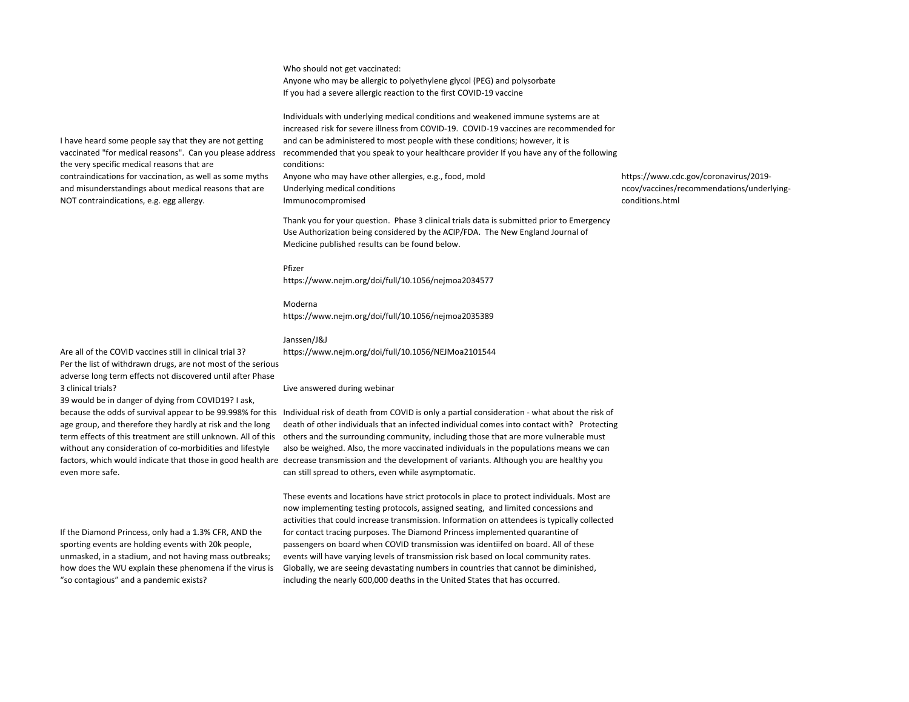| Question | Answer | Reference |
| --- | --- | --- |
| I have heard some people say that they are not getting vaccinated "for medical reasons". Can you please address the very specific medical reasons that are contraindications for vaccination, as well as some myths and misunderstandings about medical reasons that are NOT contraindications, e.g. egg allergy. | Who should not get vaccinated:<br>Anyone who may be allergic to polyethylene glycol (PEG) and polysorbate<br>If you had a severe allergic reaction to the first COVID-19 vaccine<br><br>Individuals with underlying medical conditions and weakened immune systems are at increased risk for severe illness from COVID-19. COVID-19 vaccines are recommended for and can be administered to most people with these conditions; however, it is recommended that you speak to your healthcare provider If you have any of the following conditions:<br>Anyone who may have other allergies, e.g., food, mold<br>Underlying medical conditions<br>Immunocompromised | https://www.cdc.gov/coronavirus/2019-ncov/vaccines/recommendations/underlying-conditions.html |
| Are all of the COVID vaccines still in clinical trial 3? | Thank you for your question. Phase 3 clinical trials data is submitted prior to Emergency Use Authorization being considered by the ACIP/FDA. The New England Journal of Medicine published results can be found below.<br><br>Pfizer<br>https://www.nejm.org/doi/full/10.1056/nejmoa2034577<br><br>Moderna<br>https://www.nejm.org/doi/full/10.1056/nejmoa2035389<br><br>Janssen/J&J<br>https://www.nejm.org/doi/full/10.1056/NEJMoa2101544 | |
| Per the list of withdrawn drugs, are not most of the serious adverse long term effects not discovered until after Phase 3 clinical trials? | Live answered during webinar | |
| 39 would be in danger of dying from COVID19? I ask, because the odds of survival appear to be 99.998% for this age group, and therefore they hardly at risk and the long term effects of this treatment are still unknown. All of this without any consideration of co-morbidities and lifestyle factors, which would indicate that those in good health are even more safe. | Individual risk of death from COVID is only a partial consideration - what about the risk of death of other individuals that an infected individual comes into contact with? Protecting others and the surrounding community, including those that are more vulnerable must also be weighed. Also, the more vaccinated individuals in the populations means we can decrease transmission and the development of variants. Although you are healthy you can still spread to others, even while asymptomatic. | |
| If the Diamond Princess, only had a 1.3% CFR, AND the sporting events are holding events with 20k people, unmasked, in a stadium, and not having mass outbreaks; how does the WU explain these phenomena if the virus is "so contagious" and a pandemic exists? | These events and locations have strict protocols in place to protect individuals. Most are now implementing testing protocols, assigned seating, and limited concessions and activities that could increase transmission. Information on attendees is typically collected for contact tracing purposes. The Diamond Princess implemented quarantine of passengers on board when COVID transmission was identiifed on board. All of these events will have varying levels of transmission risk based on local community rates. Globally, we are seeing devastating numbers in countries that cannot be diminished, including the nearly 600,000 deaths in the United States that has occurred. | |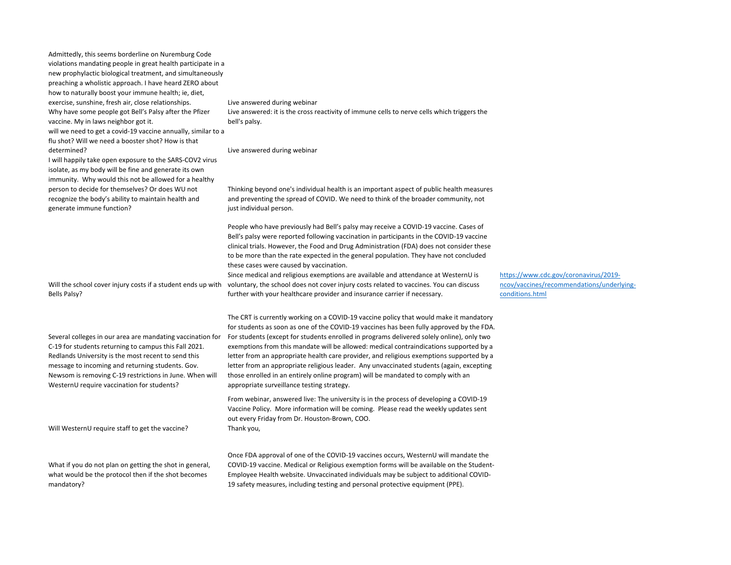| | | |
|---|---|---|
| Admittedly, this seems borderline on Nuremburg Code violations mandating people in great health participate in a new prophylactic biological treatment, and simultaneously preaching a wholistic approach. I have heard ZERO about how to naturally boost your immune health; ie, diet, exercise, sunshine, fresh air, close relationships. | Live answered during webinar | |
| Why have some people got Bell's Palsy after the Pfizer vaccine. My in laws neighbor got it. | Live answered: it is the cross reactivity of immune cells to nerve cells which triggers the bell's palsy. | |
| will we need to get a covid-19 vaccine annually, similar to a flu shot? Will we need a booster shot? How is that determined? | Live answered during webinar | |
| I will happily take open exposure to the SARS-COV2 virus isolate, as my body will be fine and generate its own immunity. Why would this not be allowed for a healthy person to decide for themselves? Or does WU not recognize the body's ability to maintain health and generate immune function? | Thinking beyond one's individual health is an important aspect of public health measures and preventing the spread of COVID. We need to think of the broader community, not just individual person. | |
| Will the school cover injury costs if a student ends up with Bells Palsy? | People who have previously had Bell's palsy may receive a COVID-19 vaccine. Cases of Bell's palsy were reported following vaccination in participants in the COVID-19 vaccine clinical trials. However, the Food and Drug Administration (FDA) does not consider these to be more than the rate expected in the general population. They have not concluded these cases were caused by vaccination. Since medical and religious exemptions are available and attendance at WesternU is voluntary, the school does not cover injury costs related to vaccines. You can discuss further with your healthcare provider and insurance carrier if necessary. | https://www.cdc.gov/coronavirus/2019-ncov/vaccines/recommendations/underlying-conditions.html |
| Several colleges in our area are mandating vaccination for C-19 for students returning to campus this Fall 2021. Redlands University is the most recent to send this message to incoming and returning students. Gov. Newsom is removing C-19 restrictions in June. When will WesternU require vaccination for students? | The CRT is currently working on a COVID-19 vaccine policy that would make it mandatory for students as soon as one of the COVID-19 vaccines has been fully approved by the FDA. For students (except for students enrolled in programs delivered solely online), only two exemptions from this mandate will be allowed: medical contraindications supported by a letter from an appropriate health care provider, and religious exemptions supported by a letter from an appropriate religious leader. Any unvaccinated students (again, excepting those enrolled in an entirely online program) will be mandated to comply with an appropriate surveillance testing strategy. | |
| Will WesternU require staff to get the vaccine? | From webinar, answered live: The university is in the process of developing a COVID-19 Vaccine Policy. More information will be coming. Please read the weekly updates sent out every Friday from Dr. Houston-Brown, COO. Thank you, | |
| What if you do not plan on getting the shot in general, what would be the protocol then if the shot becomes mandatory? | Once FDA approval of one of the COVID-19 vaccines occurs, WesternU will mandate the COVID-19 vaccine. Medical or Religious exemption forms will be available on the Student-Employee Health website. Unvaccinated individuals may be subject to additional COVID-19 safety measures, including testing and personal protective equipment (PPE). | |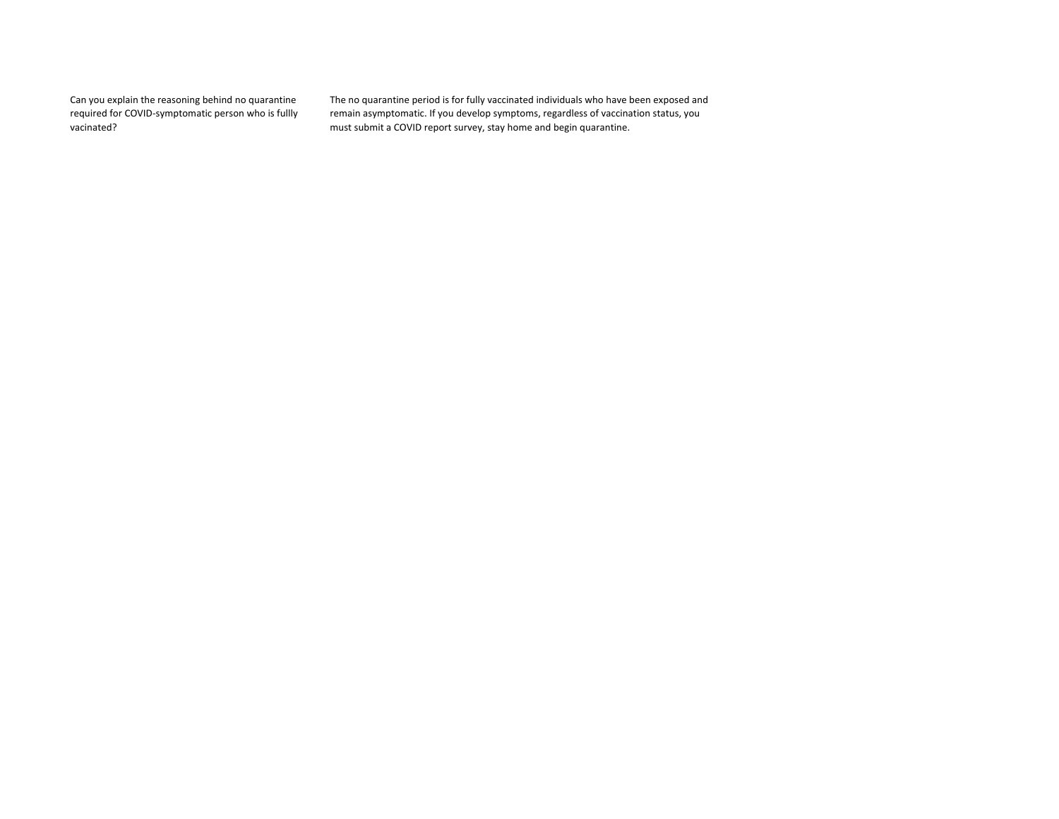| | |
|---|---|
| Can you explain the reasoning behind no quarantine required for COVID-symptomatic person who is fullly vacinated? | The no quarantine period is for fully vaccinated individuals who have been exposed and remain asymptomatic. If you develop symptoms, regardless of vaccination status, you must submit a COVID report survey, stay home and begin quarantine. |